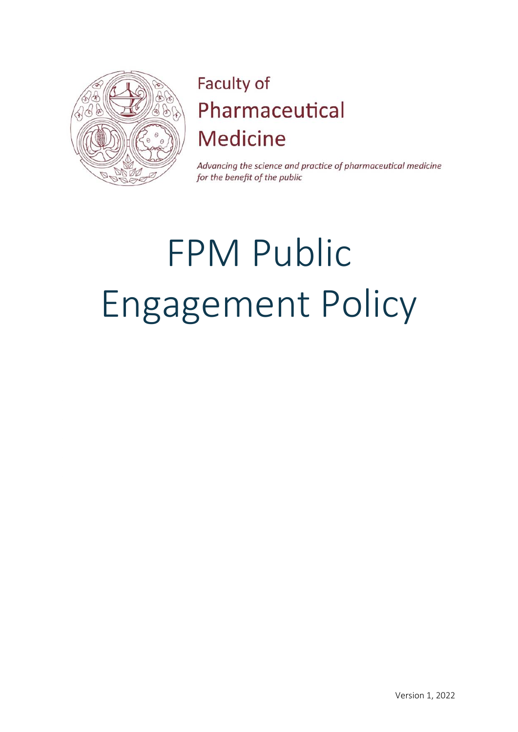Faculty of Pharmaceutical Medicine

*Advancing the science and practice of pharmaceutical medicine for the benefit of the public*

# FPM Public Engagement Policy

Version 1, 2022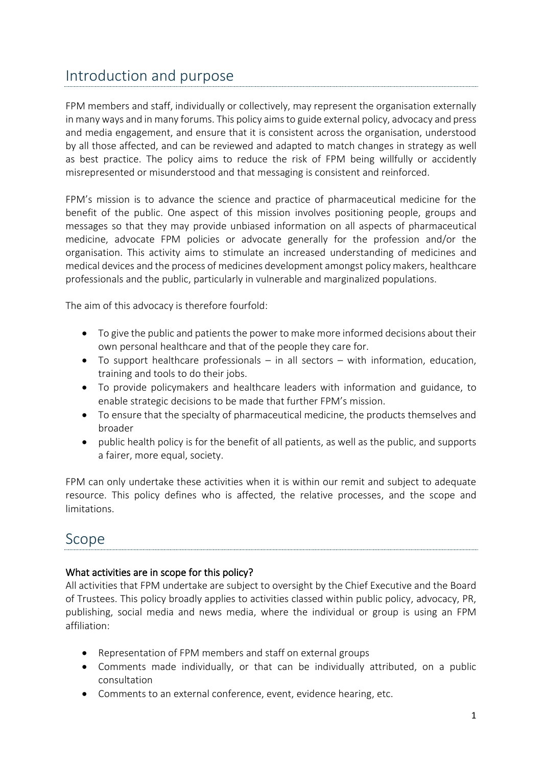## Introduction and purpose

FPM members and staff, individually or collectively, may represent the organisation externally in many ways and in many forums. This policy aims to guide external policy, advocacy and press and media engagement, and ensure that it is consistent across the organisation, understood by all those affected, and can be reviewed and adapted to match changes in strategy as well as best practice. The policy aims to reduce the risk of FPM being willfully or accidently misrepresented or misunderstood and that messaging is consistent and reinforced.

FPM's mission is to advance the science and practice of pharmaceutical medicine for the benefit of the public. One aspect of this mission involves positioning people, groups and messages so that they may provide unbiased information on all aspects of pharmaceutical medicine, advocate FPM policies or advocate generally for the profession and/or the organisation. This activity aims to stimulate an increased understanding of medicines and medical devices and the process of medicines development amongst policy makers, healthcare professionals and the public, particularly in vulnerable and marginalized populations.

The aim of this advocacy is therefore fourfold:

- To give the public and patients the power to make more informed decisions about their own personal healthcare and that of the people they care for.
- To support healthcare professionals – in all sectors – with information, education, training and tools to do their jobs.
- To provide policymakers and healthcare leaders with information and guidance, to enable strategic decisions to be made that further FPM's mission.
- To ensure that the specialty of pharmaceutical medicine, the products themselves and broader
- public health policy is for the benefit of all patients, as well as the public, and supports a fairer, more equal, society.

FPM can only undertake these activities when it is within our remit and subject to adequate resource. This policy defines who is affected, the relative processes, and the scope and limitations.

## Scope

### What activities are in scope for this policy?

All activities that FPM undertake are subject to oversight by the Chief Executive and the Board of Trustees. This policy broadly applies to activities classed within public policy, advocacy, PR, publishing, social media and news media, where the individual or group is using an FPM affiliation:

- Representation of FPM members and staff on external groups
- Comments made individually, or that can be individually attributed, on a public consultation
- Comments to an external conference, event, evidence hearing, etc.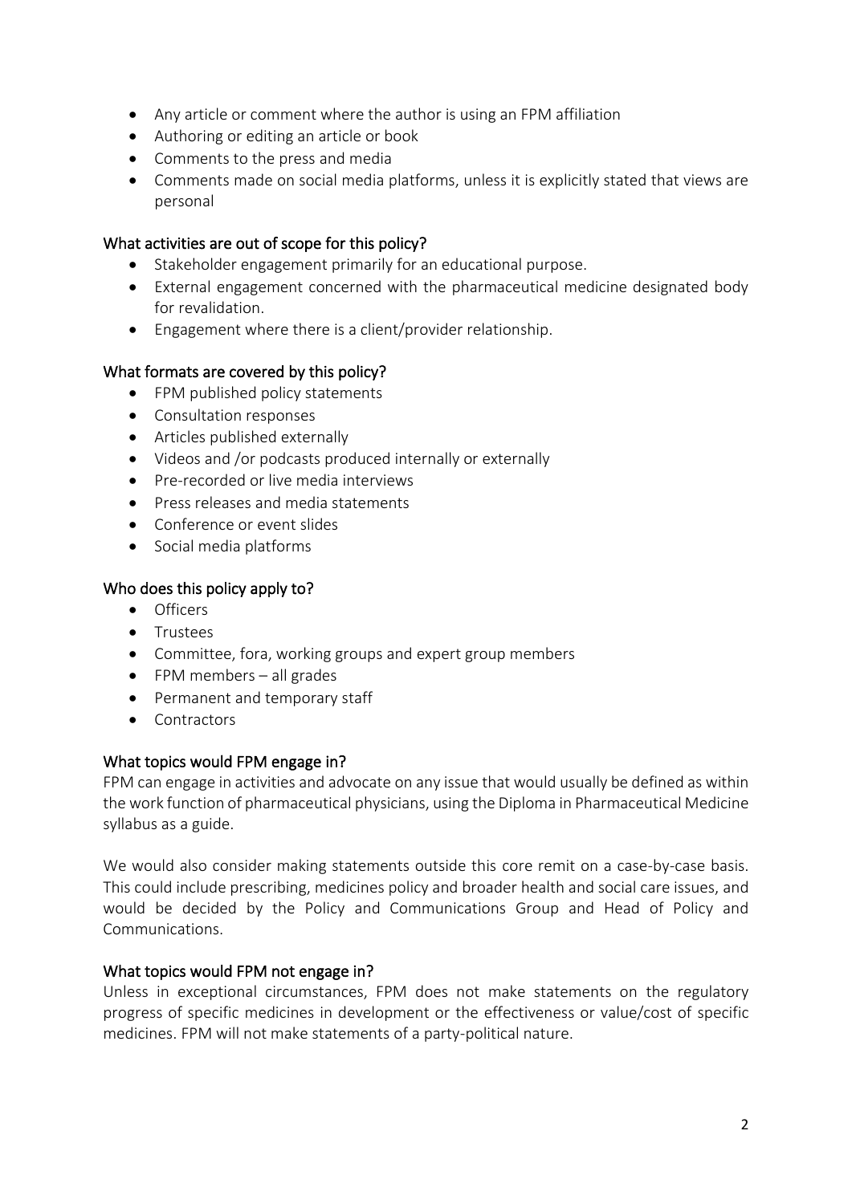- Any article or comment where the author is using an FPM affiliation
- Authoring or editing an article or book
- Comments to the press and media
- Comments made on social media platforms, unless it is explicitly stated that views are personal

### What activities are out of scope for this policy?

- Stakeholder engagement primarily for an educational purpose.
- External engagement concerned with the pharmaceutical medicine designated body for revalidation.
- Engagement where there is a client/provider relationship.

### What formats are covered by this policy?

- FPM published policy statements
- Consultation responses
- Articles published externally
- Videos and /or podcasts produced internally or externally
- Pre-recorded or live media interviews
- Press releases and media statements
- Conference or event slides
- Social media platforms

### Who does this policy apply to?

- Officers
- Trustees
- Committee, fora, working groups and expert group members
- FPM members – all grades
- Permanent and temporary staff
- Contractors

### What topics would FPM engage in?

FPM can engage in activities and advocate on any issue that would usually be defined as within the work function of pharmaceutical physicians, using the Diploma in Pharmaceutical Medicine syllabus as a guide.

We would also consider making statements outside this core remit on a case-by-case basis. This could include prescribing, medicines policy and broader health and social care issues, and would be decided by the Policy and Communications Group and Head of Policy and Communications.

### What topics would FPM not engage in?

Unless in exceptional circumstances, FPM does not make statements on the regulatory progress of specific medicines in development or the effectiveness or value/cost of specific medicines. FPM will not make statements of a party-political nature.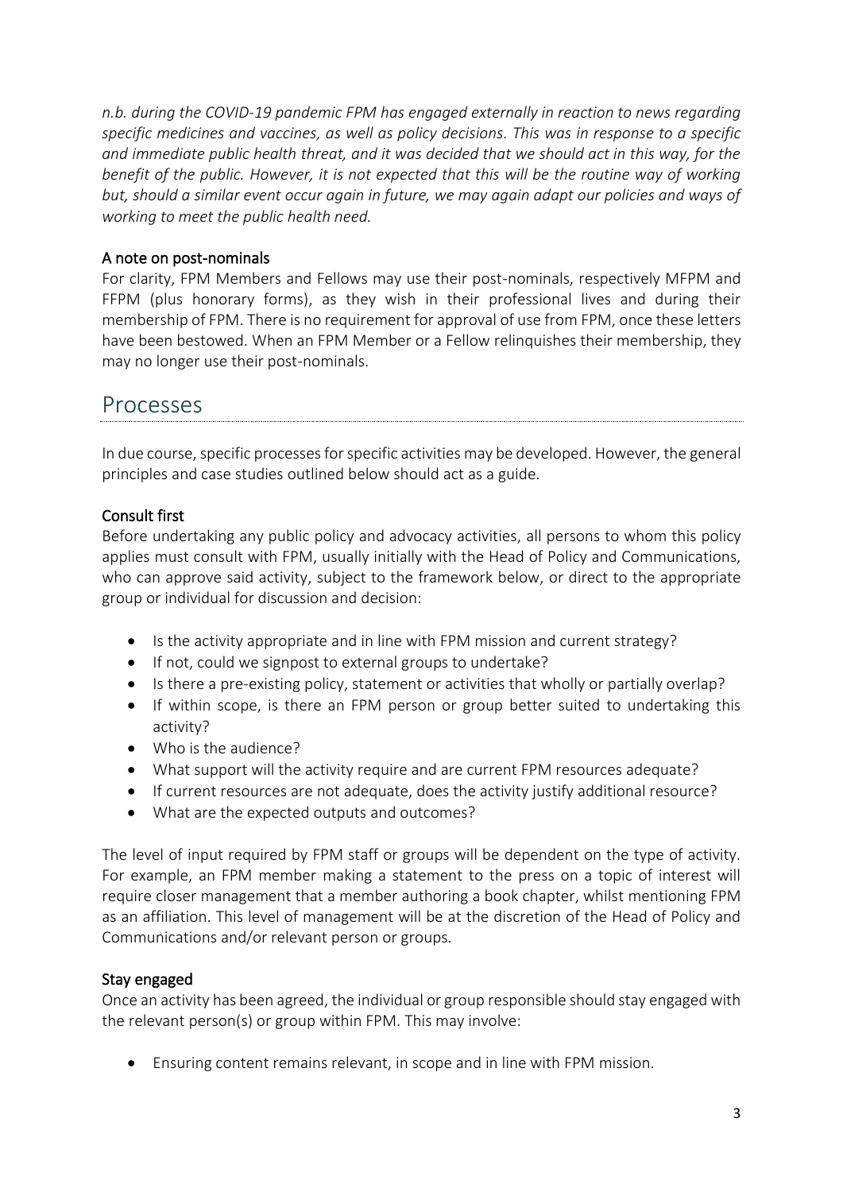*n.b. during the COVID-19 pandemic FPM has engaged externally in reaction to news regarding specific medicines and vaccines, as well as policy decisions. This was in response to a specific and immediate public health threat, and it was decided that we should act in this way, for the benefit of the public. However, it is not expected that this will be the routine way of working but, should a similar event occur again in future, we may again adapt our policies and ways of working to meet the public health need.*

### A note on post-nominals

For clarity, FPM Members and Fellows may use their post-nominals, respectively MFPM and FFPM (plus honorary forms), as they wish in their professional lives and during their membership of FPM. There is no requirement for approval of use from FPM, once these letters have been bestowed. When an FPM Member or a Fellow relinquishes their membership, they may no longer use their post-nominals.

## Processes

In due course, specific processes for specific activities may be developed. However, the general principles and case studies outlined below should act as a guide.

### Consult first

Before undertaking any public policy and advocacy activities, all persons to whom this policy applies must consult with FPM, usually initially with the Head of Policy and Communications, who can approve said activity, subject to the framework below, or direct to the appropriate group or individual for discussion and decision:

- Is the activity appropriate and in line with FPM mission and current strategy?
- If not, could we signpost to external groups to undertake?
- Is there a pre-existing policy, statement or activities that wholly or partially overlap?
- If within scope, is there an FPM person or group better suited to undertaking this activity?
- Who is the audience?
- What support will the activity require and are current FPM resources adequate?
- If current resources are not adequate, does the activity justify additional resource?
- What are the expected outputs and outcomes?

The level of input required by FPM staff or groups will be dependent on the type of activity. For example, an FPM member making a statement to the press on a topic of interest will require closer management that a member authoring a book chapter, whilst mentioning FPM as an affiliation. This level of management will be at the discretion of the Head of Policy and Communications and/or relevant person or groups.

### Stay engaged

Once an activity has been agreed, the individual or group responsible should stay engaged with the relevant person(s) or group within FPM. This may involve:

- Ensuring content remains relevant, in scope and in line with FPM mission.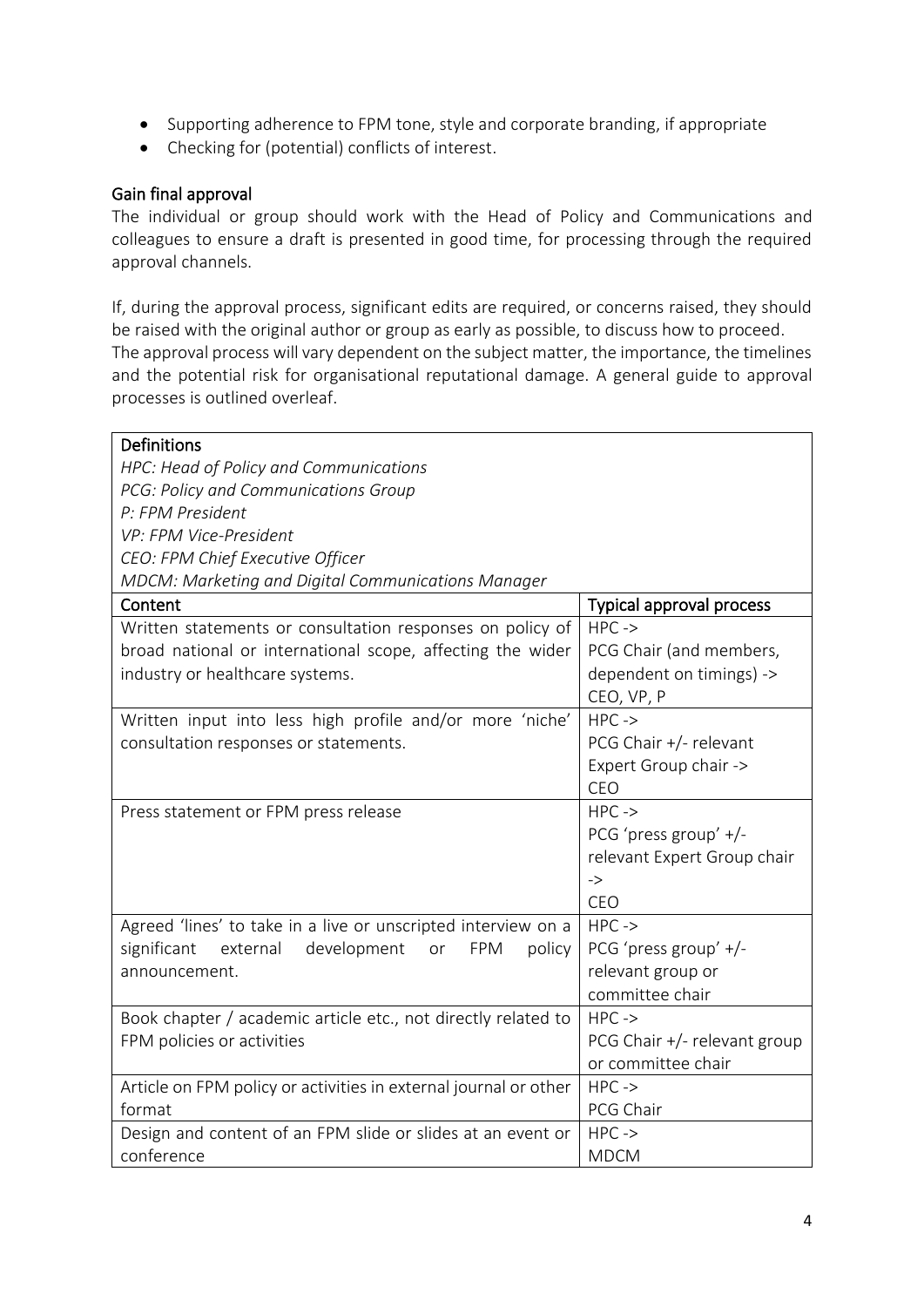- Supporting adherence to FPM tone, style and corporate branding, if appropriate
- Checking for (potential) conflicts of interest.

## Gain final approval

The individual or group should work with the Head of Policy and Communications and colleagues to ensure a draft is presented in good time, for processing through the required approval channels.

If, during the approval process, significant edits are required, or concerns raised, they should be raised with the original author or group as early as possible, to discuss how to proceed. The approval process will vary dependent on the subject matter, the importance, the timelines and the potential risk for organisational reputational damage. A general guide to approval processes is outlined overleaf.

**Definitions**

*HPC: Head of Policy and Communications*
*PCG: Policy and Communications Group*
*P: FPM President*
*VP: FPM Vice-President*
*CEO: FPM Chief Executive Officer*
*MDCM: Marketing and Digital Communications Manager*

| Content | Typical approval process |
|---|---|
| Written statements or consultation responses on policy of broad national or international scope, affecting the wider industry or healthcare systems. | HPC -> PCG Chair (and members, dependent on timings) -> CEO, VP, P |
| Written input into less high profile and/or more 'niche' consultation responses or statements. | HPC -> PCG Chair +/- relevant Expert Group chair -> CEO |
| Press statement or FPM press release | HPC -> PCG 'press group' +/- relevant Expert Group chair -> CEO |
| Agreed 'lines' to take in a live or unscripted interview on a significant external development or FPM policy announcement. | HPC -> PCG 'press group' +/- relevant group or committee chair |
| Book chapter / academic article etc., not directly related to FPM policies or activities | HPC -> PCG Chair +/- relevant group or committee chair |
| Article on FPM policy or activities in external journal or other format | HPC -> PCG Chair |
| Design and content of an FPM slide or slides at an event or conference | HPC -> MDCM |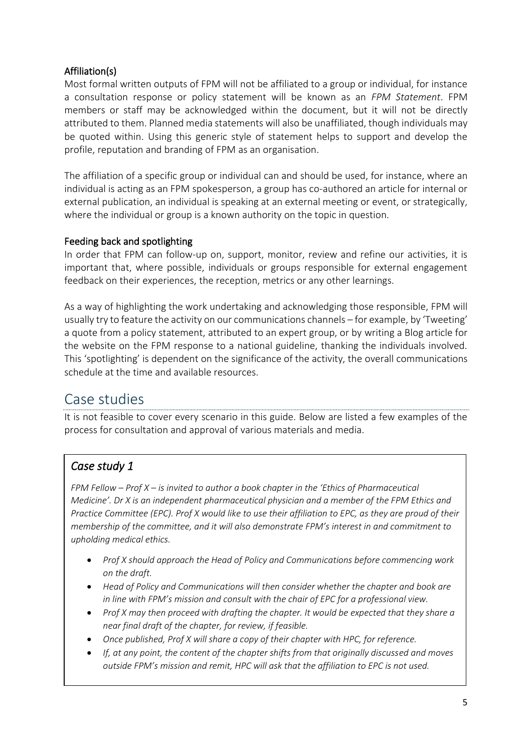### Affiliation(s)

Most formal written outputs of FPM will not be affiliated to a group or individual, for instance a consultation response or policy statement will be known as an *FPM Statement*. FPM members or staff may be acknowledged within the document, but it will not be directly attributed to them. Planned media statements will also be unaffiliated, though individuals may be quoted within. Using this generic style of statement helps to support and develop the profile, reputation and branding of FPM as an organisation.

The affiliation of a specific group or individual can and should be used, for instance, where an individual is acting as an FPM spokesperson, a group has co-authored an article for internal or external publication, an individual is speaking at an external meeting or event, or strategically, where the individual or group is a known authority on the topic in question.

### Feeding back and spotlighting

In order that FPM can follow-up on, support, monitor, review and refine our activities, it is important that, where possible, individuals or groups responsible for external engagement feedback on their experiences, the reception, metrics or any other learnings.

As a way of highlighting the work undertaking and acknowledging those responsible, FPM will usually try to feature the activity on our communications channels – for example, by 'Tweeting' a quote from a policy statement, attributed to an expert group, or by writing a Blog article for the website on the FPM response to a national guideline, thanking the individuals involved. This 'spotlighting' is dependent on the significance of the activity, the overall communications schedule at the time and available resources.

## Case studies

It is not feasible to cover every scenario in this guide. Below are listed a few examples of the process for consultation and approval of various materials and media.

### *Case study 1*

*FPM Fellow – Prof X – is invited to author a book chapter in the 'Ethics of Pharmaceutical Medicine'. Dr X is an independent pharmaceutical physician and a member of the FPM Ethics and Practice Committee (EPC). Prof X would like to use their affiliation to EPC, as they are proud of their membership of the committee, and it will also demonstrate FPM's interest in and commitment to upholding medical ethics.*

- *Prof X should approach the Head of Policy and Communications before commencing work on the draft.*
- *Head of Policy and Communications will then consider whether the chapter and book are in line with FPM's mission and consult with the chair of EPC for a professional view.*
- *Prof X may then proceed with drafting the chapter. It would be expected that they share a near final draft of the chapter, for review, if feasible.*
- *Once published, Prof X will share a copy of their chapter with HPC, for reference.*
- *If, at any point, the content of the chapter shifts from that originally discussed and moves outside FPM's mission and remit, HPC will ask that the affiliation to EPC is not used.*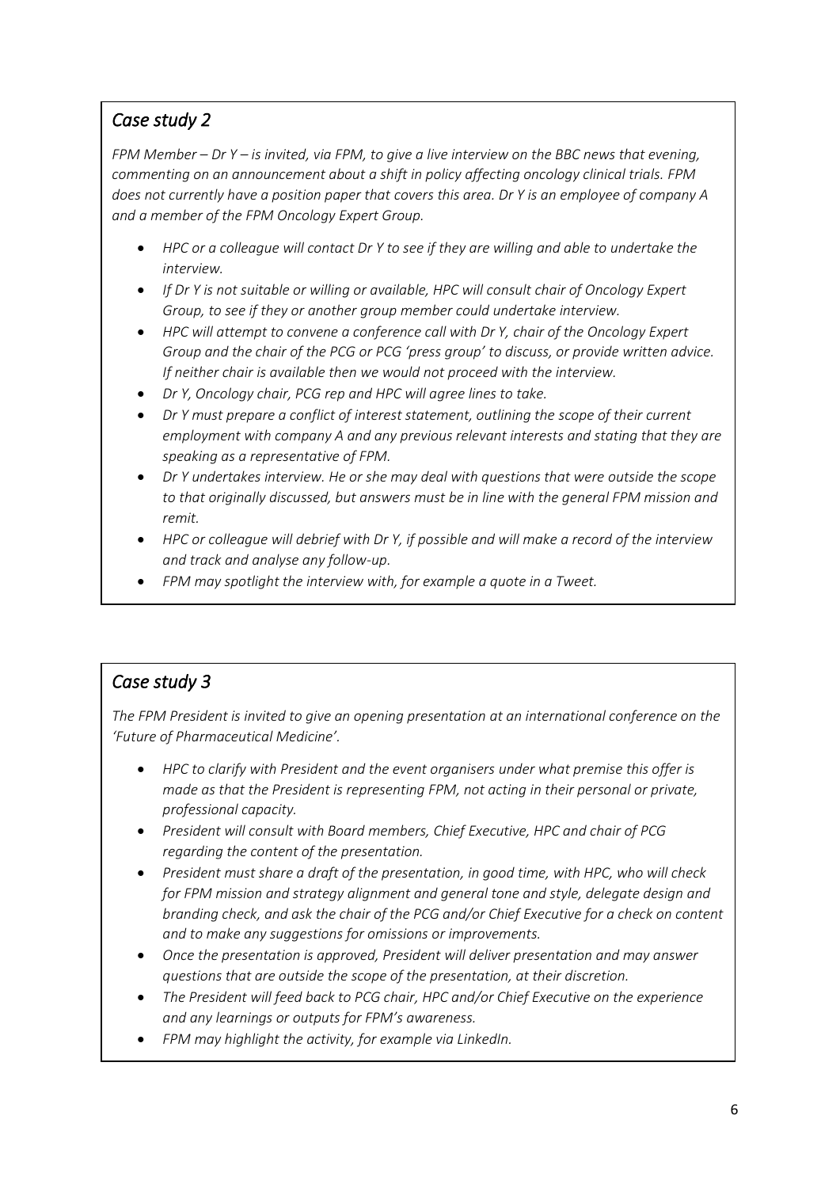## *Case study 2*

*FPM Member – Dr Y – is invited, via FPM, to give a live interview on the BBC news that evening, commenting on an announcement about a shift in policy affecting oncology clinical trials. FPM does not currently have a position paper that covers this area. Dr Y is an employee of company A and a member of the FPM Oncology Expert Group.*

- *HPC or a colleague will contact Dr Y to see if they are willing and able to undertake the interview.*
- *If Dr Y is not suitable or willing or available, HPC will consult chair of Oncology Expert Group, to see if they or another group member could undertake interview.*
- *HPC will attempt to convene a conference call with Dr Y, chair of the Oncology Expert Group and the chair of the PCG or PCG 'press group' to discuss, or provide written advice. If neither chair is available then we would not proceed with the interview.*
- *Dr Y, Oncology chair, PCG rep and HPC will agree lines to take.*
- *Dr Y must prepare a conflict of interest statement, outlining the scope of their current employment with company A and any previous relevant interests and stating that they are speaking as a representative of FPM.*
- *Dr Y undertakes interview. He or she may deal with questions that were outside the scope to that originally discussed, but answers must be in line with the general FPM mission and remit.*
- *HPC or colleague will debrief with Dr Y, if possible and will make a record of the interview and track and analyse any follow-up.*
- *FPM may spotlight the interview with, for example a quote in a Tweet.*

## *Case study 3*

*The FPM President is invited to give an opening presentation at an international conference on the 'Future of Pharmaceutical Medicine'.*

- *HPC to clarify with President and the event organisers under what premise this offer is made as that the President is representing FPM, not acting in their personal or private, professional capacity.*
- *President will consult with Board members, Chief Executive, HPC and chair of PCG regarding the content of the presentation.*
- *President must share a draft of the presentation, in good time, with HPC, who will check for FPM mission and strategy alignment and general tone and style, delegate design and branding check, and ask the chair of the PCG and/or Chief Executive for a check on content and to make any suggestions for omissions or improvements.*
- *Once the presentation is approved, President will deliver presentation and may answer questions that are outside the scope of the presentation, at their discretion.*
- *The President will feed back to PCG chair, HPC and/or Chief Executive on the experience and any learnings or outputs for FPM's awareness.*
- *FPM may highlight the activity, for example via LinkedIn.*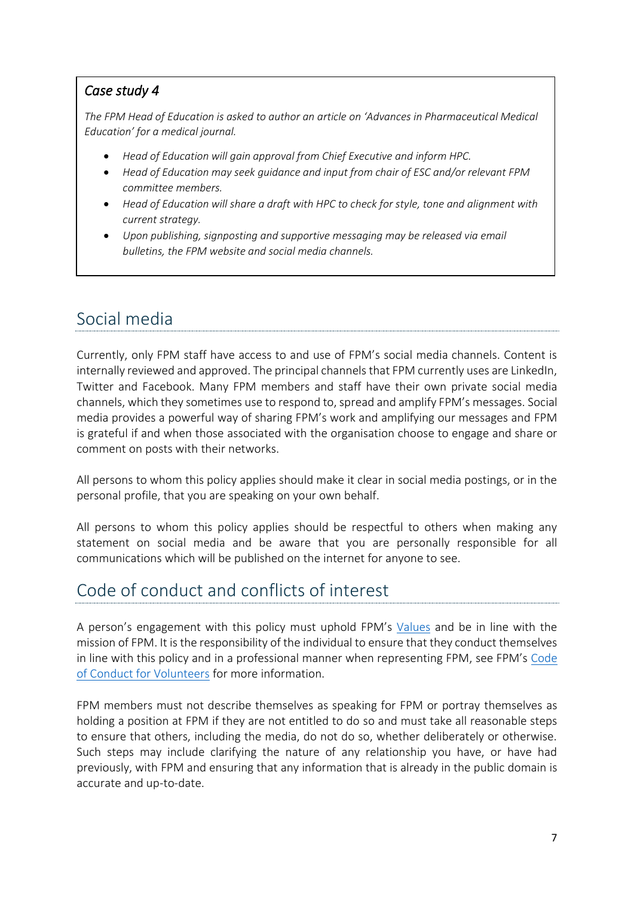### *Case study 4*

*The FPM Head of Education is asked to author an article on 'Advances in Pharmaceutical Medical Education' for a medical journal.*

- *Head of Education will gain approval from Chief Executive and inform HPC.*
- *Head of Education may seek guidance and input from chair of ESC and/or relevant FPM committee members.*
- *Head of Education will share a draft with HPC to check for style, tone and alignment with current strategy.*
- *Upon publishing, signposting and supportive messaging may be released via email bulletins, the FPM website and social media channels.*

## Social media

Currently, only FPM staff have access to and use of FPM's social media channels. Content is internally reviewed and approved. The principal channels that FPM currently uses are LinkedIn, Twitter and Facebook. Many FPM members and staff have their own private social media channels, which they sometimes use to respond to, spread and amplify FPM's messages. Social media provides a powerful way of sharing FPM's work and amplifying our messages and FPM is grateful if and when those associated with the organisation choose to engage and share or comment on posts with their networks.

All persons to whom this policy applies should make it clear in social media postings, or in the personal profile, that you are speaking on your own behalf.

All persons to whom this policy applies should be respectful to others when making any statement on social media and be aware that you are personally responsible for all communications which will be published on the internet for anyone to see.

## Code of conduct and conflicts of interest

A person's engagement with this policy must uphold FPM's Values and be in line with the mission of FPM. It is the responsibility of the individual to ensure that they conduct themselves in line with this policy and in a professional manner when representing FPM, see FPM's Code of Conduct for Volunteers for more information.

FPM members must not describe themselves as speaking for FPM or portray themselves as holding a position at FPM if they are not entitled to do so and must take all reasonable steps to ensure that others, including the media, do not do so, whether deliberately or otherwise. Such steps may include clarifying the nature of any relationship you have, or have had previously, with FPM and ensuring that any information that is already in the public domain is accurate and up-to-date.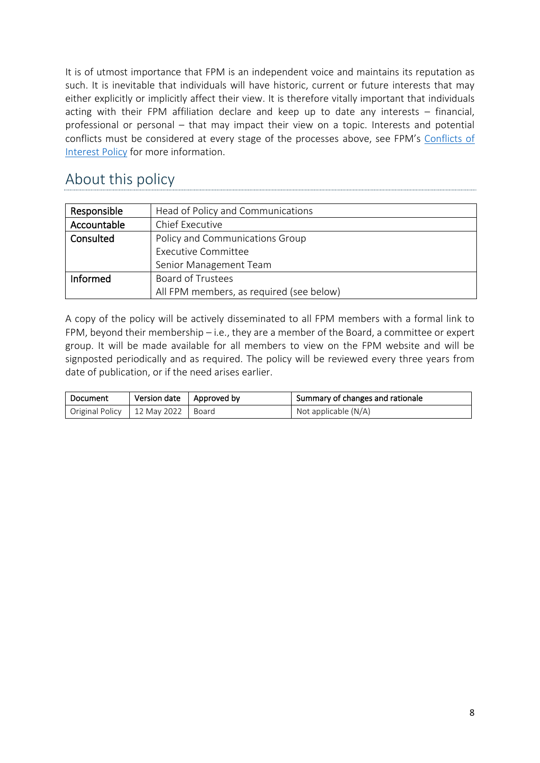It is of utmost importance that FPM is an independent voice and maintains its reputation as such. It is inevitable that individuals will have historic, current or future interests that may either explicitly or implicitly affect their view. It is therefore vitally important that individuals acting with their FPM affiliation declare and keep up to date any interests – financial, professional or personal – that may impact their view on a topic. Interests and potential conflicts must be considered at every stage of the processes above, see FPM's Conflicts of Interest Policy for more information.

## About this policy

| | |
|---|---|
| **Responsible** | Head of Policy and Communications |
| **Accountable** | Chief Executive |
| **Consulted** | Policy and Communications Group<br>Executive Committee<br>Senior Management Team |
| **Informed** | Board of Trustees<br>All FPM members, as required (see below) |

A copy of the policy will be actively disseminated to all FPM members with a formal link to FPM, beyond their membership – i.e., they are a member of the Board, a committee or expert group. It will be made available for all members to view on the FPM website and will be signposted periodically and as required. The policy will be reviewed every three years from date of publication, or if the need arises earlier.

| Document | Version date | Approved by | Summary of changes and rationale |
|---|---|---|---|
| Original Policy | 12 May 2022 | Board | Not applicable (N/A) |